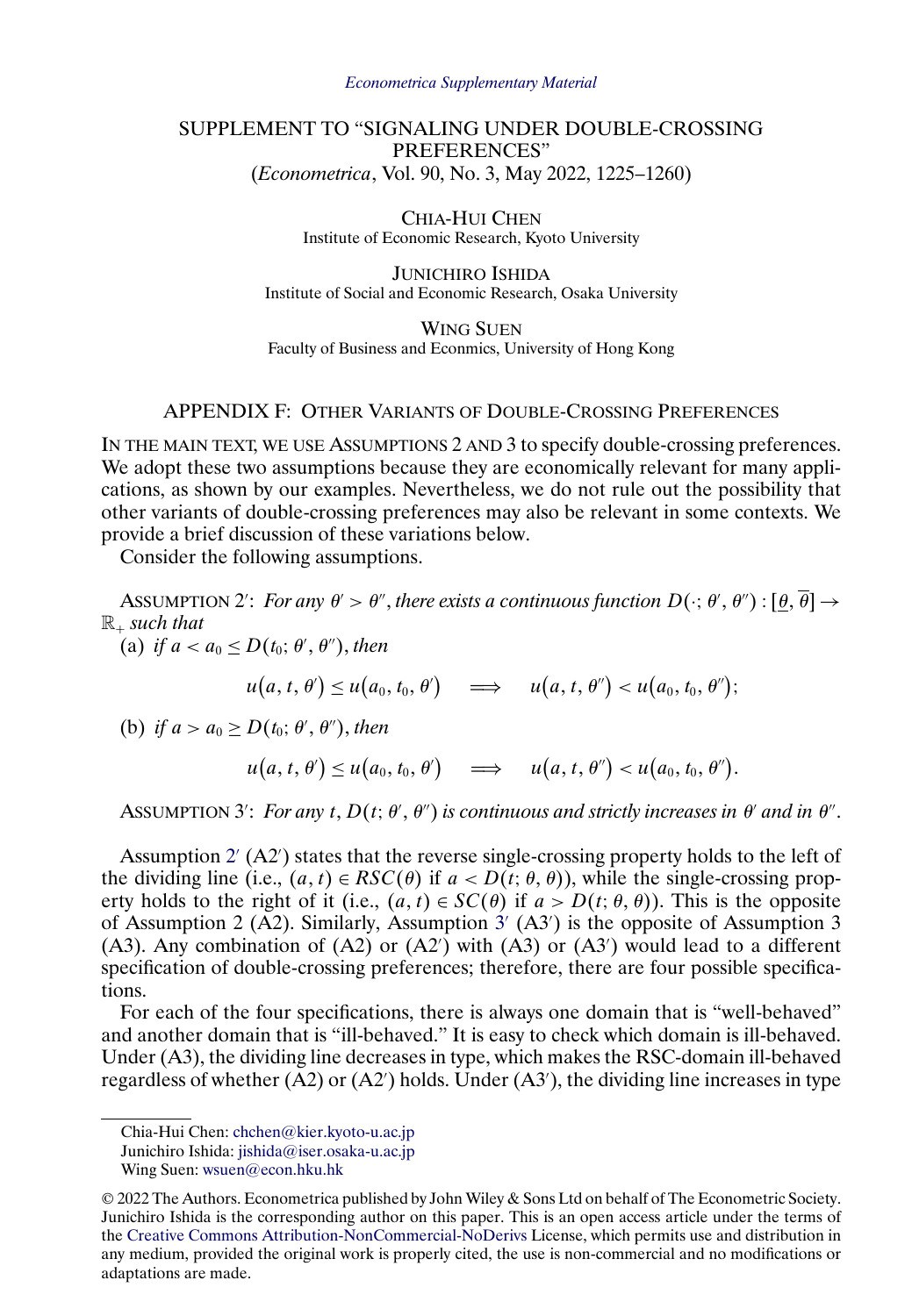# SUPPLEMENT TO "SIGNALING UNDER DOUBLE-CROSSING PREFERENCES"

(*Econometrica*, Vol. 90, No. 3, May 2022, 1225–1260)

CHIA-HUI CHEN
Institute of Economic Research, Kyoto University

JUNICHIRO ISHIDA
Institute of Social and Economic Research, Osaka University

WING SUEN
Faculty of Business and Econmics, University of Hong Kong

## APPENDIX F: OTHER VARIANTS OF DOUBLE-CROSSING PREFERENCES

IN THE MAIN TEXT, WE USE ASSUMPTIONS 2 AND 3 to specify double-crossing preferences. We adopt these two assumptions because they are economically relevant for many applications, as shown by our examples. Nevertheless, we do not rule out the possibility that other variants of double-crossing preferences may also be relevant in some contexts. We provide a brief discussion of these variations below.

Consider the following assumptions.

ASSUMPTION 2′: *For any $\theta' > \theta''$, there exists a continuous function $D(\cdot; \theta', \theta'') : [\underline{\theta}, \overline{\theta}] \to \mathbb{R}_+$ such that*

(a) *if $a < a_0 \leq D(t_0; \theta', \theta'')$, then*

$$u(a, t, \theta') \leq u(a_0, t_0, \theta') \quad \Longrightarrow \quad u(a, t, \theta'') < u(a_0, t_0, \theta'');$$

(b) *if $a > a_0 \geq D(t_0; \theta', \theta'')$, then*

$$u(a, t, \theta') \leq u(a_0, t_0, \theta') \quad \Longrightarrow \quad u(a, t, \theta'') < u(a_0, t_0, \theta'').$$

ASSUMPTION 3′: *For any $t$, $D(t; \theta', \theta'')$ is continuous and strictly increases in $\theta'$ and in $\theta''$.*

Assumption 2′ (A2′) states that the reverse single-crossing property holds to the left of the dividing line (i.e., $(a, t) \in RSC(\theta)$ if $a < D(t; \theta, \theta)$), while the single-crossing property holds to the right of it (i.e., $(a, t) \in SC(\theta)$ if $a > D(t; \theta, \theta)$). This is the opposite of Assumption 2 (A2). Similarly, Assumption 3′ (A3′) is the opposite of Assumption 3 (A3). Any combination of (A2) or (A2′) with (A3) or (A3′) would lead to a different specification of double-crossing preferences; therefore, there are four possible specifications.

For each of the four specifications, there is always one domain that is "well-behaved" and another domain that is "ill-behaved." It is easy to check which domain is ill-behaved. Under (A3), the dividing line decreases in type, which makes the RSC-domain ill-behaved regardless of whether (A2) or (A2′) holds. Under (A3′), the dividing line increases in type

Chia-Hui Chen: chchen@kier.kyoto-u.ac.jp
Junichiro Ishida: jishida@iser.osaka-u.ac.jp
Wing Suen: wsuen@econ.hku.hk

© 2022 The Authors. Econometrica published by John Wiley & Sons Ltd on behalf of The Econometric Society. Junichiro Ishida is the corresponding author on this paper. This is an open access article under the terms of the Creative Commons Attribution-NonCommercial-NoDerivs License, which permits use and distribution in any medium, provided the original work is properly cited, the use is non-commercial and no modifications or adaptations are made.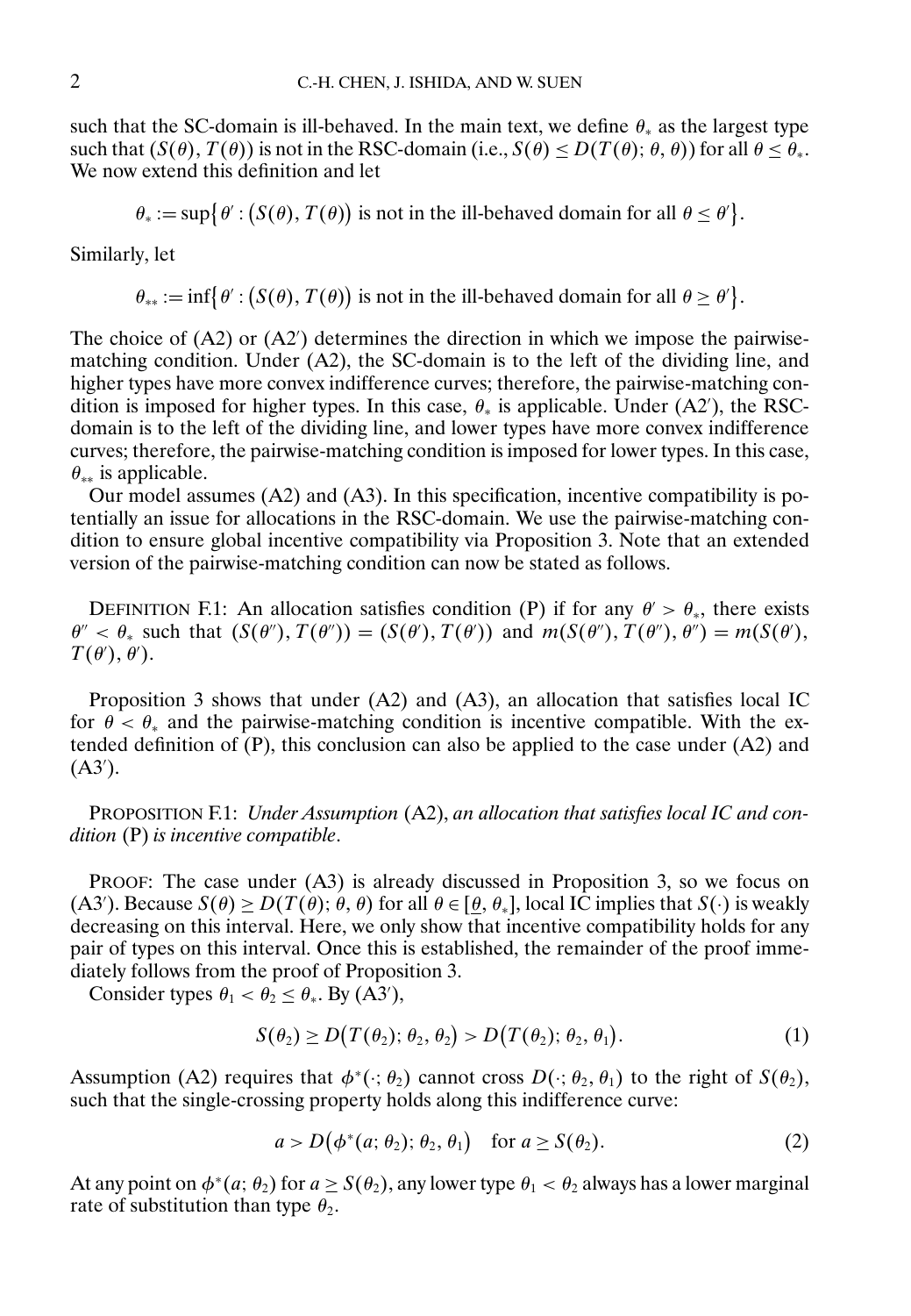such that the SC-domain is ill-behaved. In the main text, we define $\theta_*$ as the largest type such that $(S(\theta), T(\theta))$ is not in the RSC-domain (i.e., $S(\theta) \leq D(T(\theta); \theta, \theta)$) for all $\theta \leq \theta_*$. We now extend this definition and let

$$\theta_* := \sup\{\theta' : (S(\theta), T(\theta)) \text{ is not in the ill-behaved domain for all } \theta \leq \theta'\}.$$

Similarly, let

$$\theta_{**} := \inf\{\theta' : (S(\theta), T(\theta)) \text{ is not in the ill-behaved domain for all } \theta \geq \theta'\}.$$

The choice of (A2) or (A2′) determines the direction in which we impose the pairwise-matching condition. Under (A2), the SC-domain is to the left of the dividing line, and higher types have more convex indifference curves; therefore, the pairwise-matching condition is imposed for higher types. In this case, $\theta_*$ is applicable. Under (A2′), the RSC-domain is to the left of the dividing line, and lower types have more convex indifference curves; therefore, the pairwise-matching condition is imposed for lower types. In this case, $\theta_{**}$ is applicable.

Our model assumes (A2) and (A3). In this specification, incentive compatibility is potentially an issue for allocations in the RSC-domain. We use the pairwise-matching condition to ensure global incentive compatibility via Proposition 3. Note that an extended version of the pairwise-matching condition can now be stated as follows.

DEFINITION F.1: An allocation satisfies condition (P) if for any $\theta' > \theta_*$, there exists $\theta'' < \theta_*$ such that $(S(\theta''), T(\theta'')) = (S(\theta'), T(\theta'))$ and $m(S(\theta''), T(\theta''), \theta'') = m(S(\theta'), T(\theta'), \theta')$.

Proposition 3 shows that under (A2) and (A3), an allocation that satisfies local IC for $\theta < \theta_*$ and the pairwise-matching condition is incentive compatible. With the extended definition of (P), this conclusion can also be applied to the case under (A2) and (A3′).

PROPOSITION F.1: *Under Assumption* (A2), *an allocation that satisfies local IC and condition* (P) *is incentive compatible*.

PROOF: The case under (A3) is already discussed in Proposition 3, so we focus on (A3′). Because $S(\theta) \geq D(T(\theta); \theta, \theta)$ for all $\theta \in [\underline{\theta}, \theta_*]$, local IC implies that $S(\cdot)$ is weakly decreasing on this interval. Here, we only show that incentive compatibility holds for any pair of types on this interval. Once this is established, the remainder of the proof immediately follows from the proof of Proposition 3.

Consider types $\theta_1 < \theta_2 \leq \theta_*$. By (A3′),

$$S(\theta_2) \geq D(T(\theta_2); \theta_2, \theta_2) > D(T(\theta_2); \theta_2, \theta_1). \tag{1}$$

Assumption (A2) requires that $\phi^*(\cdot; \theta_2)$ cannot cross $D(\cdot; \theta_2, \theta_1)$ to the right of $S(\theta_2)$, such that the single-crossing property holds along this indifference curve:

$$a > D(\phi^*(a; \theta_2); \theta_2, \theta_1) \quad \text{for } a \geq S(\theta_2). \tag{2}$$

At any point on $\phi^*(a; \theta_2)$ for $a \geq S(\theta_2)$, any lower type $\theta_1 < \theta_2$ always has a lower marginal rate of substitution than type $\theta_2$.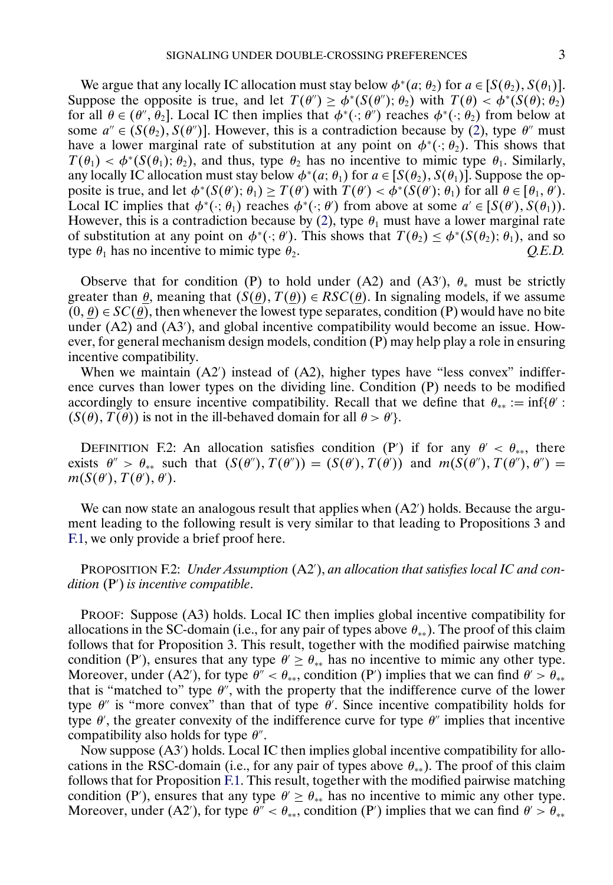We argue that any locally IC allocation must stay below $\phi^*(a; \theta_2)$ for $a \in [S(\theta_2), S(\theta_1)]$. Suppose the opposite is true, and let $T(\theta'') \geq \phi^*(S(\theta''); \theta_2)$ with $T(\theta) < \phi^*(S(\theta); \theta_2)$ for all $\theta \in (\theta'', \theta_2]$. Local IC then implies that $\phi^*(\cdot; \theta'')$ reaches $\phi^*(\cdot; \theta_2)$ from below at some $a'' \in (S(\theta_2), S(\theta'')]$. However, this is a contradiction because by (2), type $\theta''$ must have a lower marginal rate of substitution at any point on $\phi^*(\cdot; \theta_2)$. This shows that $T(\theta_1) < \phi^*(S(\theta_1); \theta_2)$, and thus, type $\theta_2$ has no incentive to mimic type $\theta_1$. Similarly, any locally IC allocation must stay below $\phi^*(a; \theta_1)$ for $a \in [S(\theta_2), S(\theta_1)]$. Suppose the opposite is true, and let $\phi^*(S(\theta'); \theta_1) \geq T(\theta')$ with $T(\theta') < \phi^*(S(\theta'); \theta_1)$ for all $\theta \in [\theta_1, \theta')$. Local IC implies that $\phi^*(\cdot; \theta_1)$ reaches $\phi^*(\cdot; \theta')$ from above at some $a' \in [S(\theta'), S(\theta_1))$. However, this is a contradiction because by (2), type $\theta_1$ must have a lower marginal rate of substitution at any point on $\phi^*(\cdot; \theta')$. This shows that $T(\theta_2) \leq \phi^*(S(\theta_2); \theta_1)$, and so type $\theta_1$ has no incentive to mimic type $\theta_2$. *Q.E.D.*

Observe that for condition (P) to hold under (A2) and (A3′), $\theta_*$ must be strictly greater than $\underline{\theta}$, meaning that $(S(\underline{\theta}), T(\underline{\theta})) \in RSC(\underline{\theta})$. In signaling models, if we assume $(0, \underline{\theta}) \in SC(\underline{\theta})$, then whenever the lowest type separates, condition (P) would have no bite under (A2) and (A3′), and global incentive compatibility would become an issue. However, for general mechanism design models, condition (P) may help play a role in ensuring incentive compatibility.

When we maintain (A2′) instead of (A2), higher types have "less convex" indifference curves than lower types on the dividing line. Condition (P) needs to be modified accordingly to ensure incentive compatibility. Recall that we define that $\theta_{**} := \inf\{\theta' : (S(\theta), T(\theta))$ is not in the ill-behaved domain for all $\theta > \theta'\}$.

DEFINITION F.2: An allocation satisfies condition (P′) if for any $\theta' < \theta_{**}$, there exists $\theta'' > \theta_{**}$ such that $(S(\theta''), T(\theta'')) = (S(\theta'), T(\theta'))$ and $m(S(\theta''), T(\theta''), \theta'') = m(S(\theta'), T(\theta'), \theta')$.

We can now state an analogous result that applies when (A2′) holds. Because the argument leading to the following result is very similar to that leading to Propositions 3 and F.1, we only provide a brief proof here.

PROPOSITION F.2: *Under Assumption* (A2′), *an allocation that satisfies local IC and condition* (P′) *is incentive compatible*.

PROOF: Suppose (A3) holds. Local IC then implies global incentive compatibility for allocations in the SC-domain (i.e., for any pair of types above $\theta_{**}$). The proof of this claim follows that for Proposition 3. This result, together with the modified pairwise matching condition (P′), ensures that any type $\theta' \geq \theta_{**}$ has no incentive to mimic any other type. Moreover, under (A2′), for type $\theta'' < \theta_{**}$, condition (P′) implies that we can find $\theta' > \theta_{**}$ that is "matched to" type $\theta''$, with the property that the indifference curve of the lower type $\theta''$ is "more convex" than that of type $\theta'$. Since incentive compatibility holds for type $\theta'$, the greater convexity of the indifference curve for type $\theta''$ implies that incentive compatibility also holds for type $\theta''$.

Now suppose (A3′) holds. Local IC then implies global incentive compatibility for allocations in the RSC-domain (i.e., for any pair of types above $\theta_{**}$). The proof of this claim follows that for Proposition F.1. This result, together with the modified pairwise matching condition (P′), ensures that any type $\theta' \geq \theta_{**}$ has no incentive to mimic any other type. Moreover, under (A2′), for type $\theta'' < \theta_{**}$, condition (P′) implies that we can find $\theta' > \theta_{**}$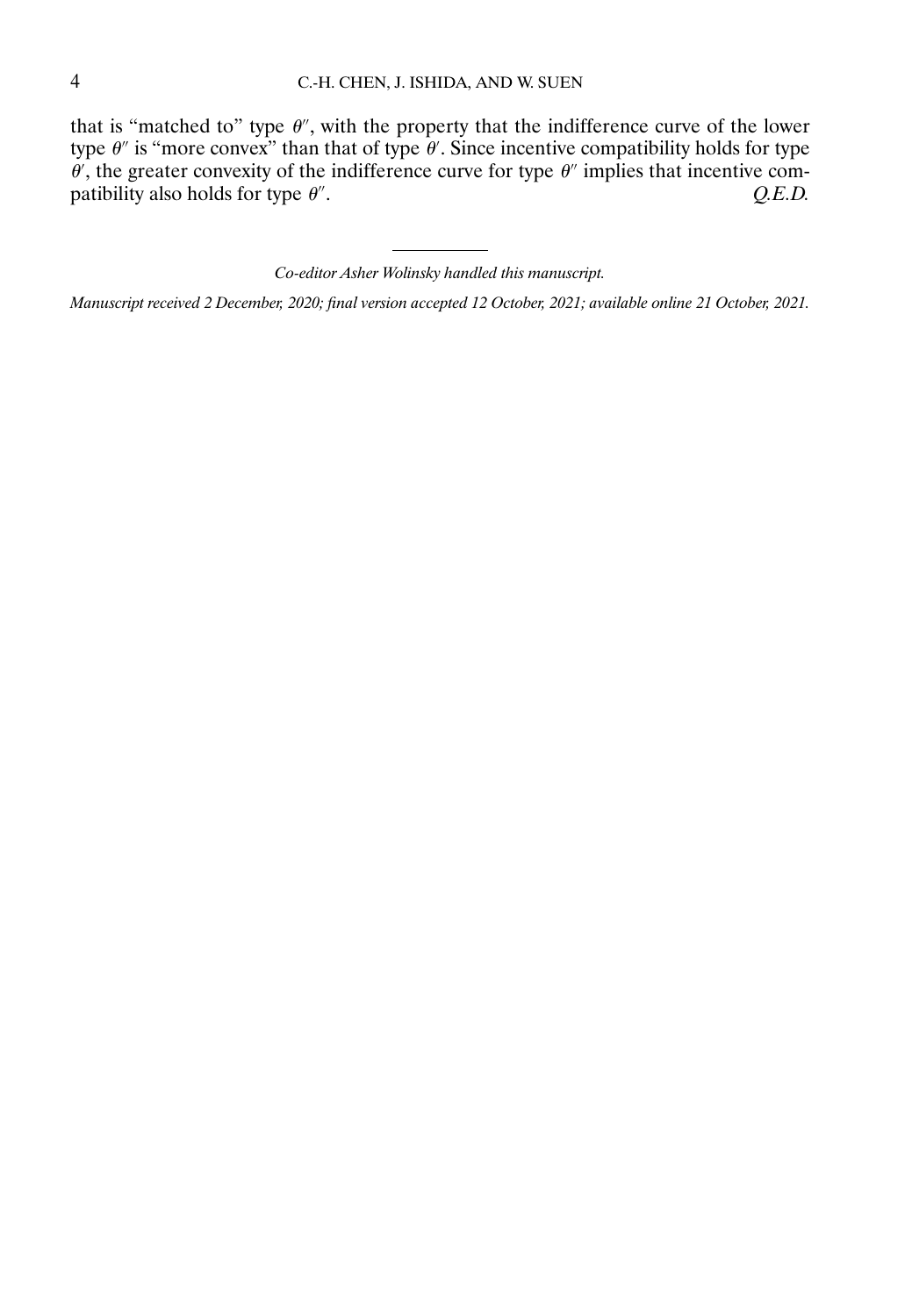that is "matched to" type $\theta''$, with the property that the indifference curve of the lower type $\theta''$ is "more convex" than that of type $\theta'$. Since incentive compatibility holds for type $\theta'$, the greater convexity of the indifference curve for type $\theta''$ implies that incentive compatibility also holds for type $\theta''$. *Q.E.D.*

---

*Co-editor Asher Wolinsky handled this manuscript.*

*Manuscript received 2 December, 2020; final version accepted 12 October, 2021; available online 21 October, 2021.*